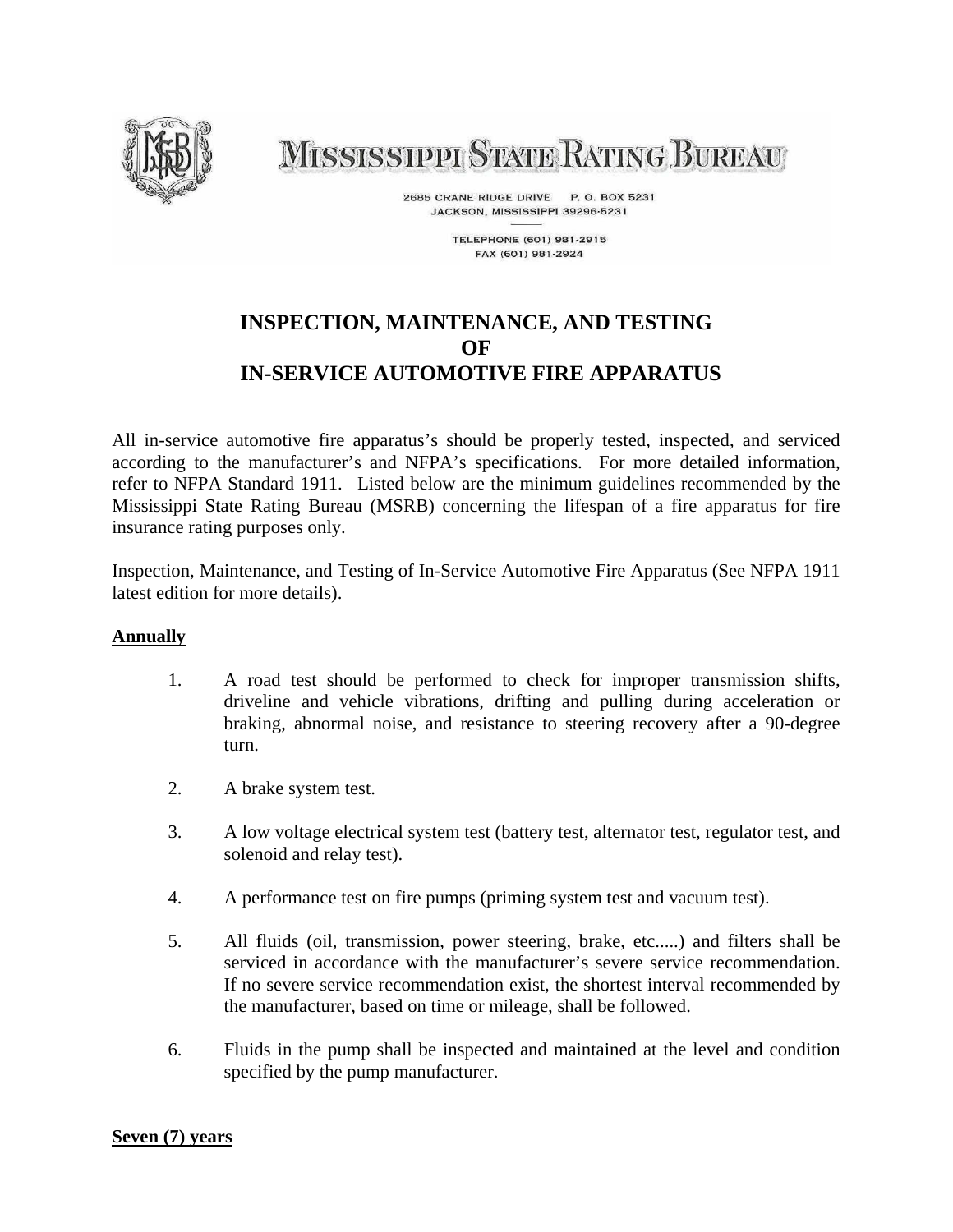# MISSISSIPPI STATE RATING BUREAU

2685 CRANE RIDGE DRIVE P. O. BOX 5231
JACKSON, MISSISSIPPI 39296-5231

TELEPHONE (601) 981-2915
FAX (601) 981-2924

## INSPECTION, MAINTENANCE, AND TESTING OF IN-SERVICE AUTOMOTIVE FIRE APPARATUS

All in-service automotive fire apparatus's should be properly tested, inspected, and serviced according to the manufacturer's and NFPA's specifications. For more detailed information, refer to NFPA Standard 1911. Listed below are the minimum guidelines recommended by the Mississippi State Rating Bureau (MSRB) concerning the lifespan of a fire apparatus for fire insurance rating purposes only.

Inspection, Maintenance, and Testing of In-Service Automotive Fire Apparatus (See NFPA 1911 latest edition for more details).

**Annually**

1. A road test should be performed to check for improper transmission shifts, driveline and vehicle vibrations, drifting and pulling during acceleration or braking, abnormal noise, and resistance to steering recovery after a 90-degree turn.

2. A brake system test.

3. A low voltage electrical system test (battery test, alternator test, regulator test, and solenoid and relay test).

4. A performance test on fire pumps (priming system test and vacuum test).

5. All fluids (oil, transmission, power steering, brake, etc.....) and filters shall be serviced in accordance with the manufacturer's severe service recommendation. If no severe service recommendation exist, the shortest interval recommended by the manufacturer, based on time or mileage, shall be followed.

6. Fluids in the pump shall be inspected and maintained at the level and condition specified by the pump manufacturer.

**Seven (7) years**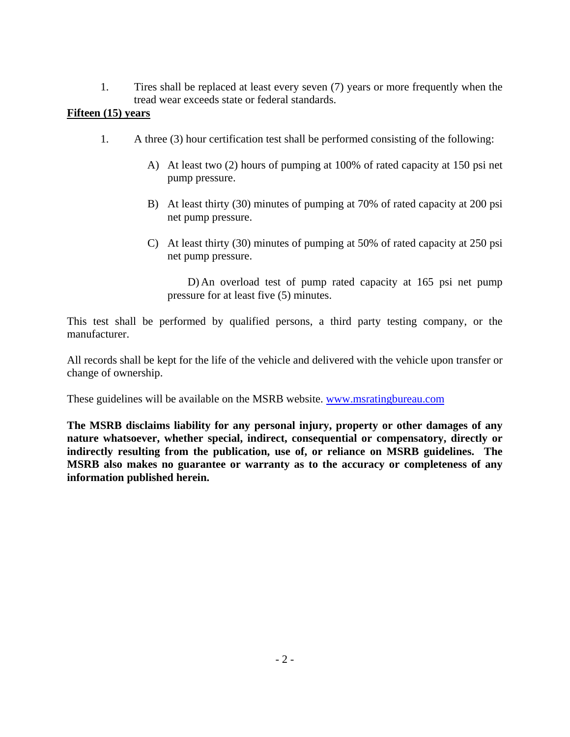1. Tires shall be replaced at least every seven (7) years or more frequently when the tread wear exceeds state or federal standards.

**Fifteen (15) years**

1. A three (3) hour certification test shall be performed consisting of the following:

   A) At least two (2) hours of pumping at 100% of rated capacity at 150 psi net pump pressure.

   B) At least thirty (30) minutes of pumping at 70% of rated capacity at 200 psi net pump pressure.

   C) At least thirty (30) minutes of pumping at 50% of rated capacity at 250 psi net pump pressure.

   D) An overload test of pump rated capacity at 165 psi net pump pressure for at least five (5) minutes.

This test shall be performed by qualified persons, a third party testing company, or the manufacturer.

All records shall be kept for the life of the vehicle and delivered with the vehicle upon transfer or change of ownership.

These guidelines will be available on the MSRB website. www.msratingbureau.com

**The MSRB disclaims liability for any personal injury, property or other damages of any nature whatsoever, whether special, indirect, consequential or compensatory, directly or indirectly resulting from the publication, use of, or reliance on MSRB guidelines. The MSRB also makes no guarantee or warranty as to the accuracy or completeness of any information published herein.**